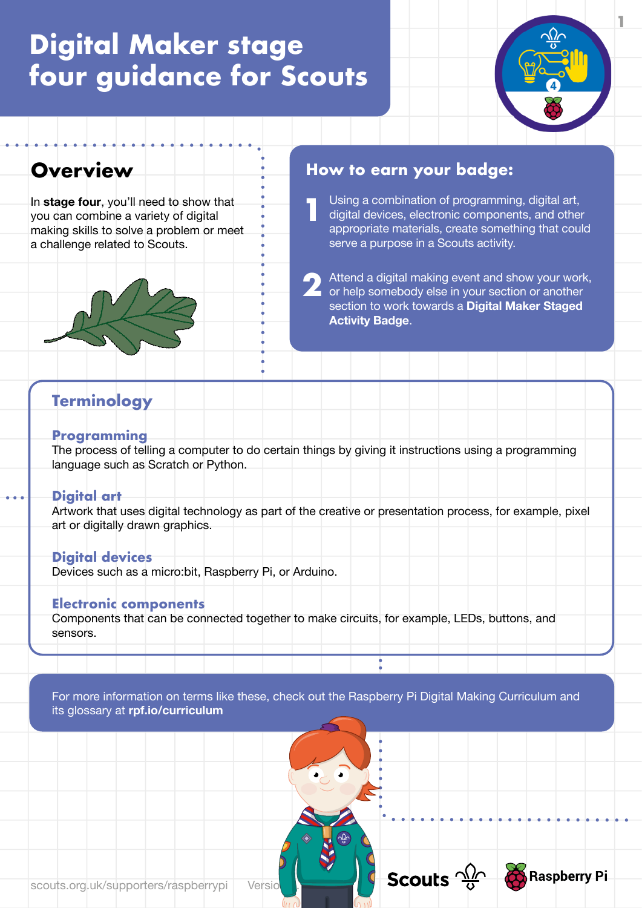# Digital Maker stage four guidance for Scouts

## Overview

In **stage four**, you'll need to show that you can combine a variety of digital making skills to solve a problem or meet a challenge related to Scouts.

## How to earn your badge:

1. Using a combination of programming, digital art, digital devices, electronic components, and other appropriate materials, create something that could serve a purpose in a Scouts activity.
2. Attend a digital making event and show your work, or help somebody else in your section or another section to work towards a **Digital Maker Staged Activity Badge**.

## Terminology

### Programming

The process of telling a computer to do certain things by giving it instructions using a programming language such as Scratch or Python.

### Digital art

Artwork that uses digital technology as part of the creative or presentation process, for example, pixel art or digitally drawn graphics.

### Digital devices

Devices such as a micro:bit, Raspberry Pi, or Arduino.

### Electronic components

Components that can be connected together to make circuits, for example, LEDs, buttons, and sensors.

For more information on terms like these, check out the Raspberry Pi Digital Making Curriculum and its glossary at **rpf.io/curriculum**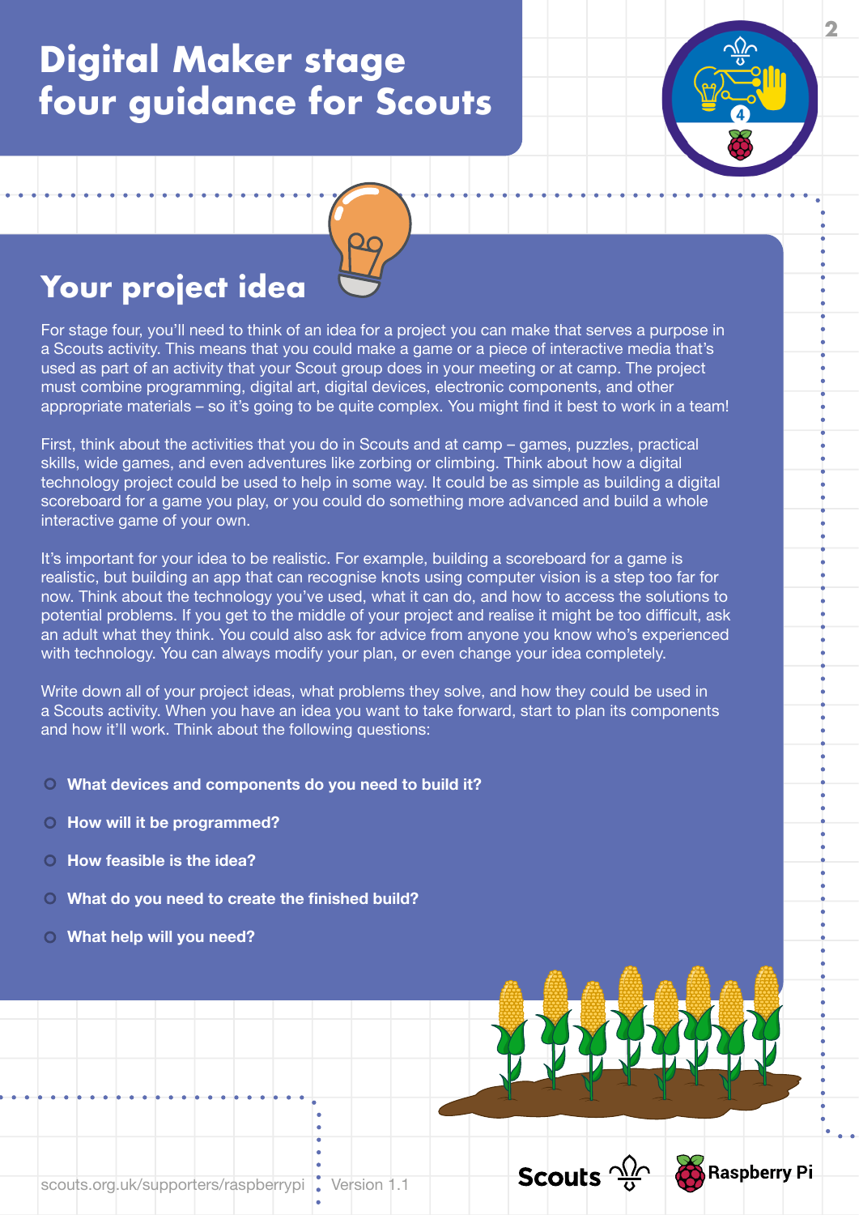# Digital Maker stage four guidance for Scouts

## Your project idea

For stage four, you'll need to think of an idea for a project you can make that serves a purpose in a Scouts activity. This means that you could make a game or a piece of interactive media that's used as part of an activity that your Scout group does in your meeting or at camp. The project must combine programming, digital art, digital devices, electronic components, and other appropriate materials – so it's going to be quite complex. You might find it best to work in a team!

First, think about the activities that you do in Scouts and at camp – games, puzzles, practical skills, wide games, and even adventures like zorbing or climbing. Think about how a digital technology project could be used to help in some way. It could be as simple as building a digital scoreboard for a game you play, or you could do something more advanced and build a whole interactive game of your own.

It's important for your idea to be realistic. For example, building a scoreboard for a game is realistic, but building an app that can recognise knots using computer vision is a step too far for now. Think about the technology you've used, what it can do, and how to access the solutions to potential problems. If you get to the middle of your project and realise it might be too difficult, ask an adult what they think. You could also ask for advice from anyone you know who's experienced with technology. You can always modify your plan, or even change your idea completely.

Write down all of your project ideas, what problems they solve, and how they could be used in a Scouts activity. When you have an idea you want to take forward, start to plan its components and how it'll work. Think about the following questions:

- **What devices and components do you need to build it?**
- **How will it be programmed?**
- **How feasible is the idea?**
- **What do you need to create the finished build?**
- **What help will you need?**

scouts.org.uk/supporters/raspberrypi Version 1.1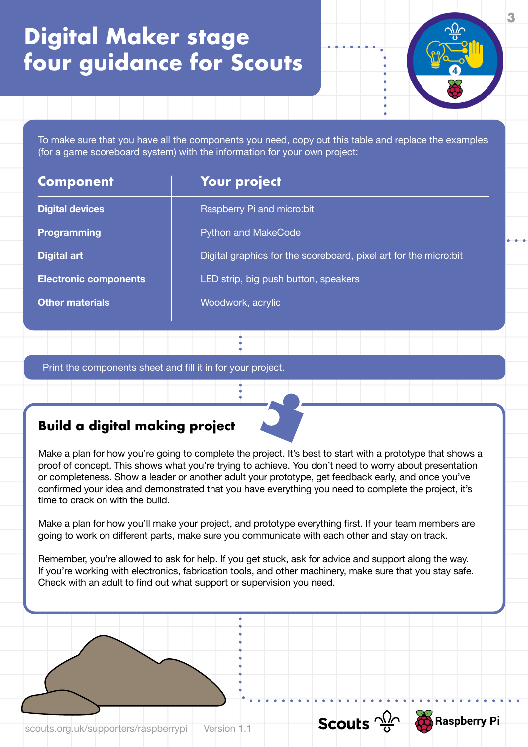# Digital Maker stage four guidance for Scouts

To make sure that you have all the components you need, copy out this table and replace the examples (for a game scoreboard system) with the information for your own project:

| Component | Your project |
|---|---|
| **Digital devices** | Raspberry Pi and micro:bit |
| **Programming** | Python and MakeCode |
| **Digital art** | Digital graphics for the scoreboard, pixel art for the micro:bit |
| **Electronic components** | LED strip, big push button, speakers |
| **Other materials** | Woodwork, acrylic |

Print the components sheet and fill it in for your project.

## Build a digital making project

Make a plan for how you're going to complete the project. It's best to start with a prototype that shows a proof of concept. This shows what you're trying to achieve. You don't need to worry about presentation or completeness. Show a leader or another adult your prototype, get feedback early, and once you've confirmed your idea and demonstrated that you have everything you need to complete the project, it's time to crack on with the build.

Make a plan for how you'll make your project, and prototype everything first. If your team members are going to work on different parts, make sure you communicate with each other and stay on track.

Remember, you're allowed to ask for help. If you get stuck, ask for advice and support along the way. If you're working with electronics, fabrication tools, and other machinery, make sure that you stay safe. Check with an adult to find out what support or supervision you need.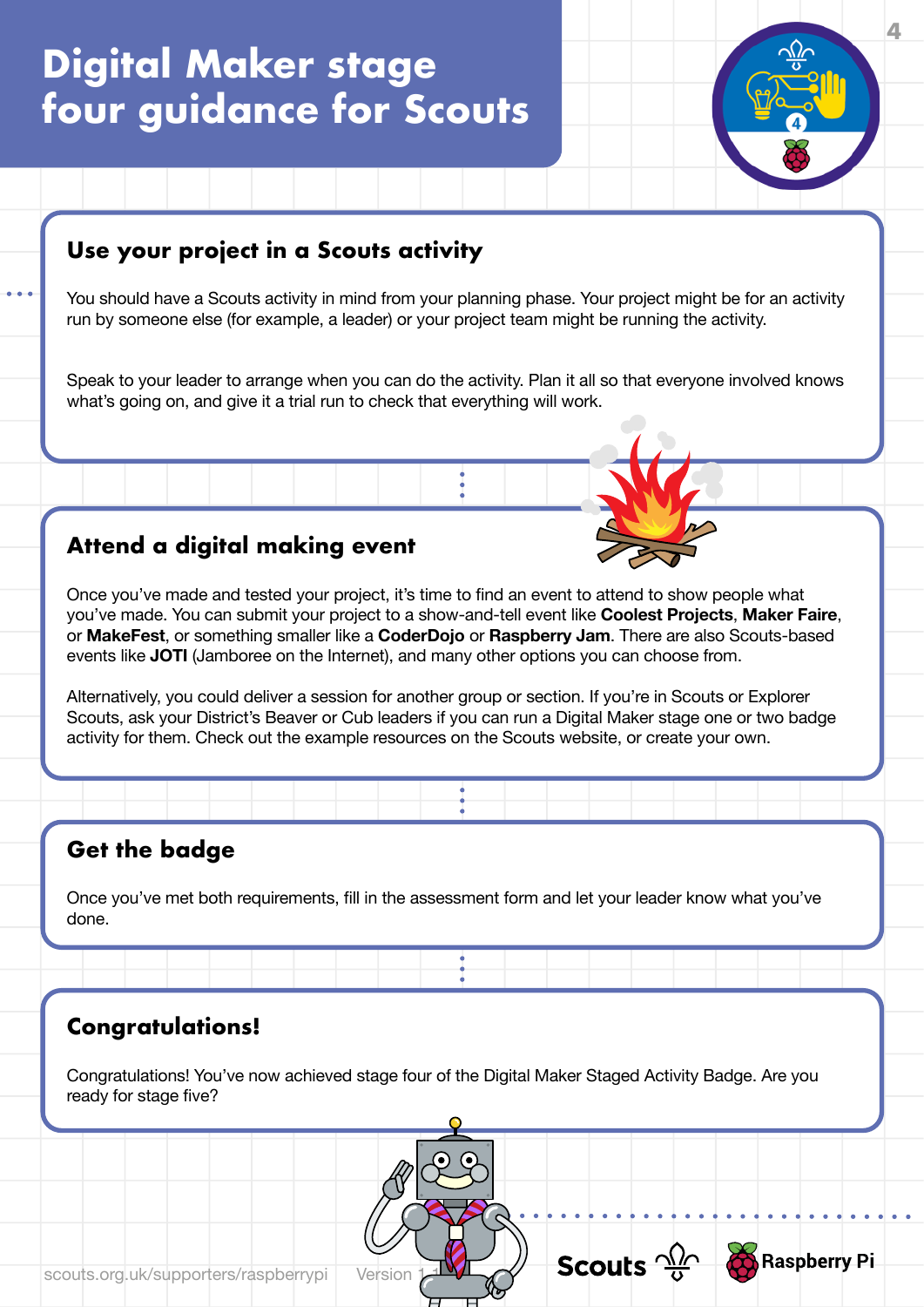# Digital Maker stage four guidance for Scouts

## Use your project in a Scouts activity

You should have a Scouts activity in mind from your planning phase. Your project might be for an activity run by someone else (for example, a leader) or your project team might be running the activity.

Speak to your leader to arrange when you can do the activity. Plan it all so that everyone involved knows what's going on, and give it a trial run to check that everything will work.

## Attend a digital making event

Once you've made and tested your project, it's time to find an event to attend to show people what you've made. You can submit your project to a show-and-tell event like **Coolest Projects**, **Maker Faire**, or **MakeFest**, or something smaller like a **CoderDojo** or **Raspberry Jam**. There are also Scouts-based events like **JOTI** (Jamboree on the Internet), and many other options you can choose from.

Alternatively, you could deliver a session for another group or section. If you're in Scouts or Explorer Scouts, ask your District's Beaver or Cub leaders if you can run a Digital Maker stage one or two badge activity for them. Check out the example resources on the Scouts website, or create your own.

## Get the badge

Once you've met both requirements, fill in the assessment form and let your leader know what you've done.

## Congratulations!

Congratulations! You've now achieved stage four of the Digital Maker Staged Activity Badge. Are you ready for stage five?

scouts.org.uk/supporters/raspberrypi

Scouts | Raspberry Pi